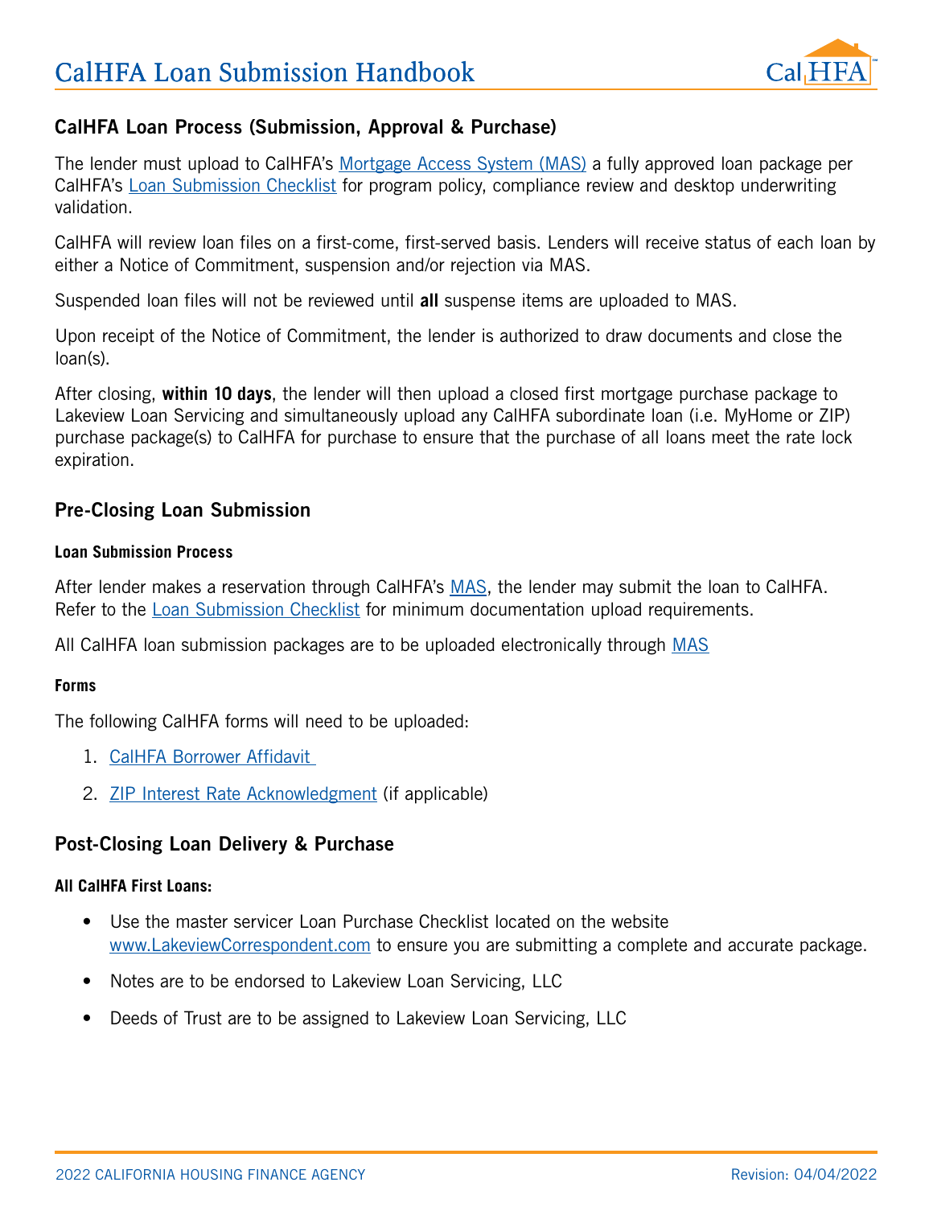# CalHFA Loan Submission Handbook

## CalHFA Loan Process (Submission, Approval & Purchase)

The lender must upload to CalHFA's Mortgage Access System (MAS) a fully approved loan package per CalHFA's Loan Submission Checklist for program policy, compliance review and desktop underwriting validation.

CalHFA will review loan files on a first-come, first-served basis. Lenders will receive status of each loan by either a Notice of Commitment, suspension and/or rejection via MAS.

Suspended loan files will not be reviewed until **all** suspense items are uploaded to MAS.

Upon receipt of the Notice of Commitment, the lender is authorized to draw documents and close the loan(s).

After closing, **within 10 days**, the lender will then upload a closed first mortgage purchase package to Lakeview Loan Servicing and simultaneously upload any CalHFA subordinate loan (i.e. MyHome or ZIP) purchase package(s) to CalHFA for purchase to ensure that the purchase of all loans meet the rate lock expiration.

## Pre-Closing Loan Submission

### Loan Submission Process

After lender makes a reservation through CalHFA's MAS, the lender may submit the loan to CalHFA. Refer to the Loan Submission Checklist for minimum documentation upload requirements.

All CalHFA loan submission packages are to be uploaded electronically through MAS

### Forms

The following CalHFA forms will need to be uploaded:

1. CalHFA Borrower Affidavit
2. ZIP Interest Rate Acknowledgment (if applicable)

## Post-Closing Loan Delivery & Purchase

### All CalHFA First Loans:

- Use the master servicer Loan Purchase Checklist located on the website www.LakeviewCorrespondent.com to ensure you are submitting a complete and accurate package.
- Notes are to be endorsed to Lakeview Loan Servicing, LLC
- Deeds of Trust are to be assigned to Lakeview Loan Servicing, LLC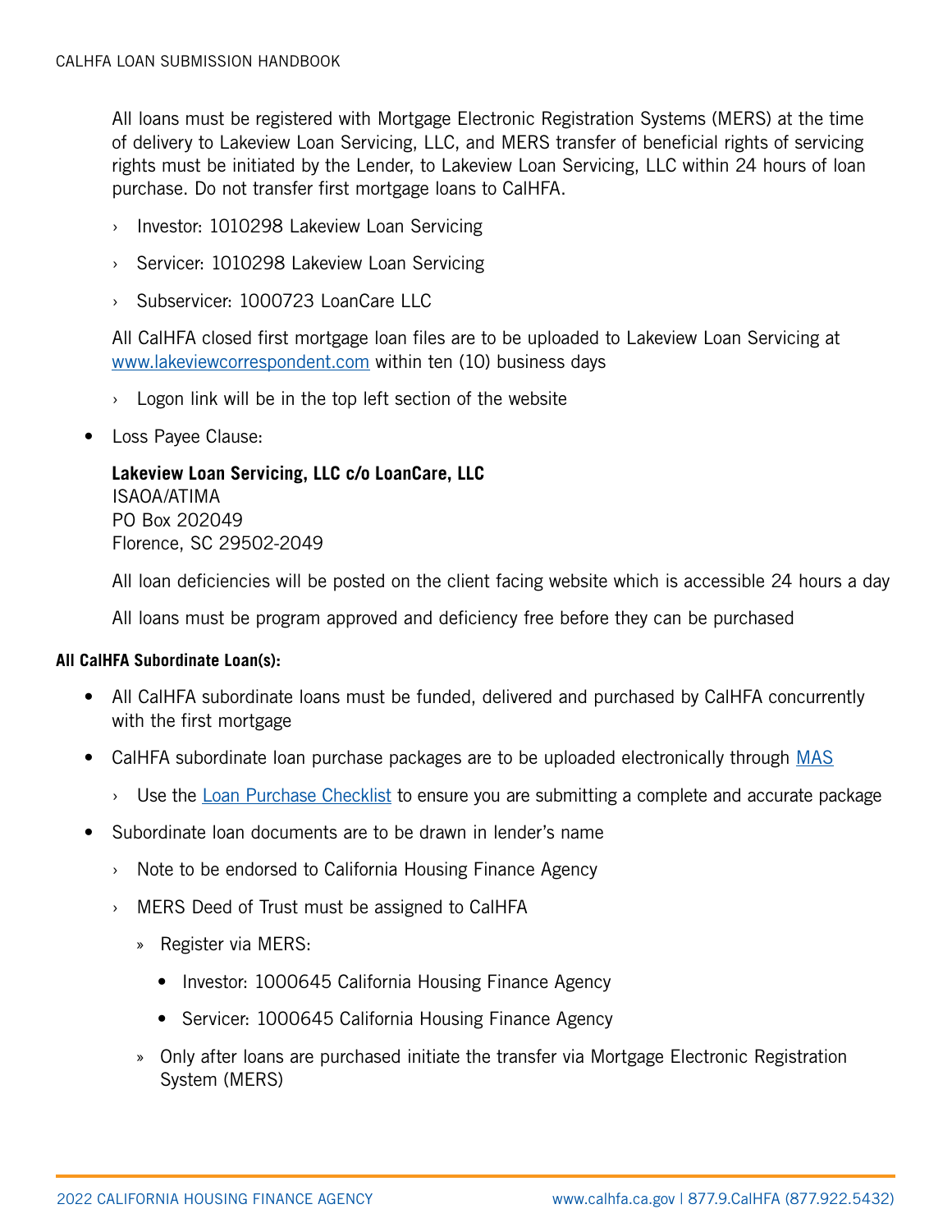All loans must be registered with Mortgage Electronic Registration Systems (MERS) at the time of delivery to Lakeview Loan Servicing, LLC, and MERS transfer of beneficial rights of servicing rights must be initiated by the Lender, to Lakeview Loan Servicing, LLC within 24 hours of loan purchase. Do not transfer first mortgage loans to CalHFA.

- Investor: 1010298 Lakeview Loan Servicing
- Servicer: 1010298 Lakeview Loan Servicing
- Subservicer: 1000723 LoanCare LLC

All CalHFA closed first mortgage loan files are to be uploaded to Lakeview Loan Servicing at [www.lakeviewcorrespondent.com](www.lakeviewcorrespondent.com) within ten (10) business days

- Logon link will be in the top left section of the website

- Loss Payee Clause:

  **Lakeview Loan Servicing, LLC c/o LoanCare, LLC**
  ISAOA/ATIMA
  PO Box 202049
  Florence, SC 29502-2049

  All loan deficiencies will be posted on the client facing website which is accessible 24 hours a day

  All loans must be program approved and deficiency free before they can be purchased

**All CalHFA Subordinate Loan(s):**

- All CalHFA subordinate loans must be funded, delivered and purchased by CalHFA concurrently with the first mortgage
- CalHFA subordinate loan purchase packages are to be uploaded electronically through [MAS]
  - Use the [Loan Purchase Checklist] to ensure you are submitting a complete and accurate package
- Subordinate loan documents are to be drawn in lender's name
  - Note to be endorsed to California Housing Finance Agency
  - MERS Deed of Trust must be assigned to CalHFA
    - Register via MERS:
      - Investor: 1000645 California Housing Finance Agency
      - Servicer: 1000645 California Housing Finance Agency
    - Only after loans are purchased initiate the transfer via Mortgage Electronic Registration System (MERS)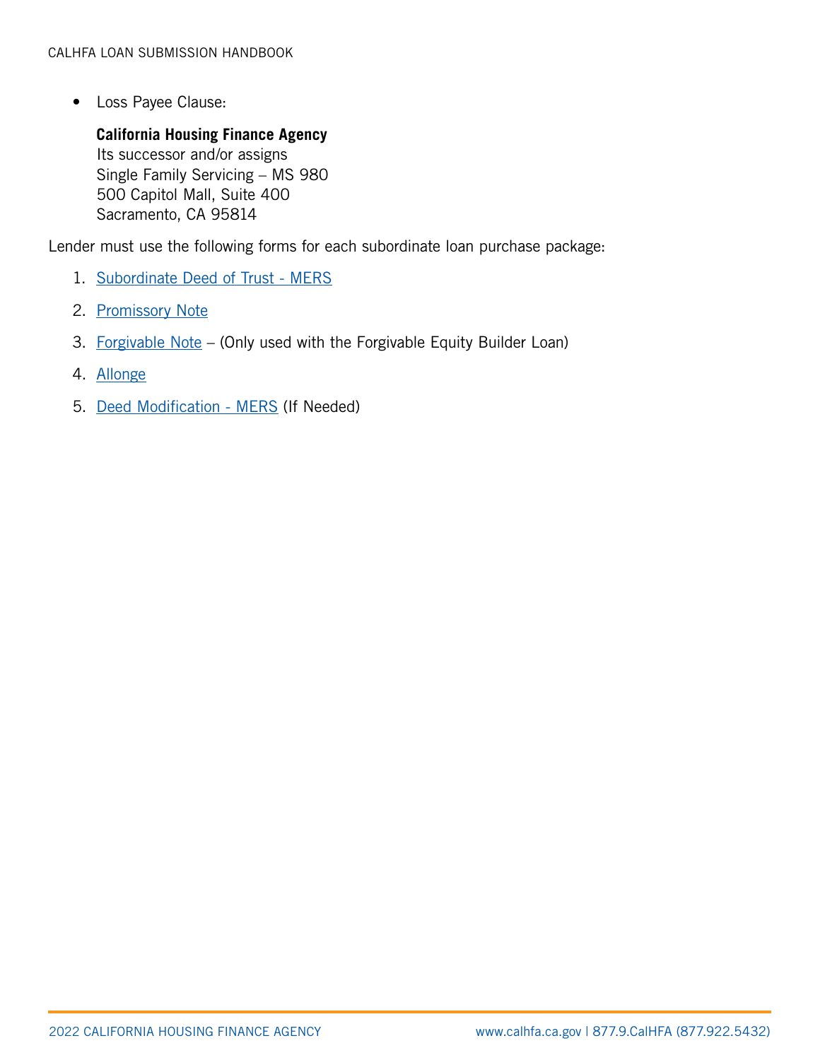- Loss Payee Clause:

  **California Housing Finance Agency**
  Its successor and/or assigns
  Single Family Servicing – MS 980
  500 Capitol Mall, Suite 400
  Sacramento, CA 95814

Lender must use the following forms for each subordinate loan purchase package:

1. Subordinate Deed of Trust - MERS
2. Promissory Note
3. Forgivable Note – (Only used with the Forgivable Equity Builder Loan)
4. Allonge
5. Deed Modification - MERS (If Needed)